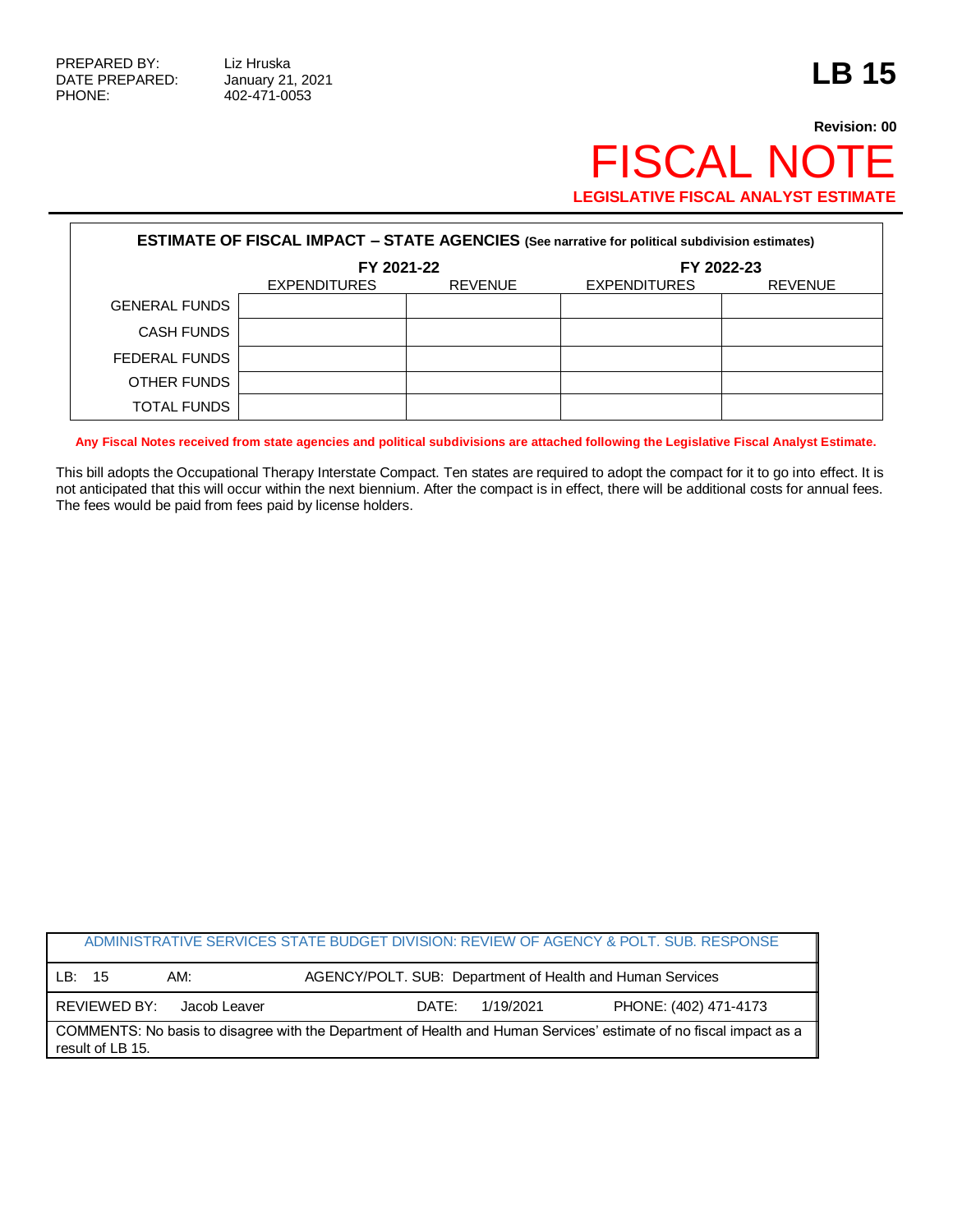PREPARED BY: Liz Hruska
DATE PREPARED: January 21, 2021
PHONE: 402-471-0053

# LB 15

**Revision: 00**

# FISCAL NOTE

**LEGISLATIVE FISCAL ANALYST ESTIMATE**

**ESTIMATE OF FISCAL IMPACT – STATE AGENCIES (See narrative for political subdivision estimates)**

| | FY 2021-22 | | FY 2022-23 | |
|---|---|---|---|---|
| | EXPENDITURES | REVENUE | EXPENDITURES | REVENUE |
| GENERAL FUNDS | | | | |
| CASH FUNDS | | | | |
| FEDERAL FUNDS | | | | |
| OTHER FUNDS | | | | |
| TOTAL FUNDS | | | | |

**Any Fiscal Notes received from state agencies and political subdivisions are attached following the Legislative Fiscal Analyst Estimate.**

This bill adopts the Occupational Therapy Interstate Compact. Ten states are required to adopt the compact for it to go into effect. It is not anticipated that this will occur within the next biennium. After the compact is in effect, there will be additional costs for annual fees. The fees would be paid from fees paid by license holders.

| ADMINISTRATIVE SERVICES STATE BUDGET DIVISION: REVIEW OF AGENCY & POLT. SUB. RESPONSE | | |
|---|---|---|
| LB: 15 | AM: | AGENCY/POLT. SUB: Department of Health and Human Services |
| REVIEWED BY: Jacob Leaver | DATE: 1/19/2021 | PHONE: (402) 471-4173 |
| COMMENTS: No basis to disagree with the Department of Health and Human Services' estimate of no fiscal impact as a result of LB 15. | | |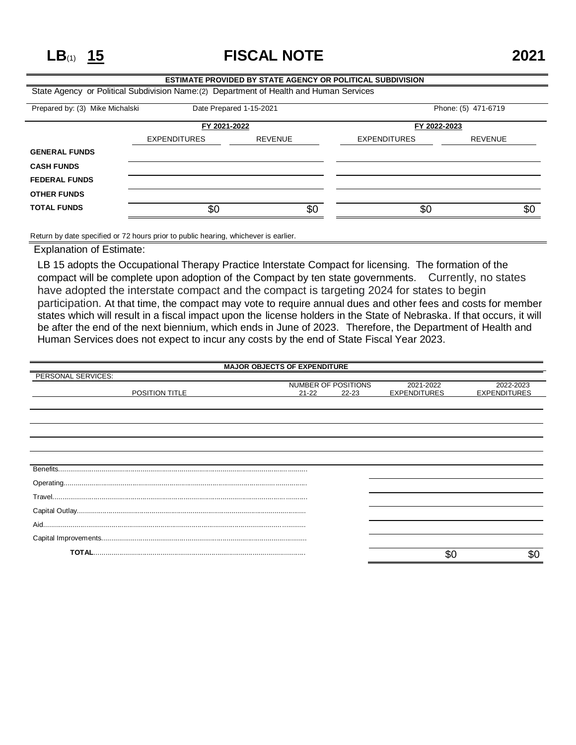# LB(1) 15 FISCAL NOTE 2021

**ESTIMATE PROVIDED BY STATE AGENCY OR POLITICAL SUBDIVISION**

State Agency or Political Subdivision Name:(2) Department of Health and Human Services

Prepared by: (3) Mike Michalski | Date Prepared 1-15-2021 | Phone: (5) 471-6719

| | FY 2021-2022 | | FY 2022-2023 | |
|---|---|---|---|---|
| | EXPENDITURES | REVENUE | EXPENDITURES | REVENUE |
| **GENERAL FUNDS** | | | | |
| **CASH FUNDS** | | | | |
| **FEDERAL FUNDS** | | | | |
| **OTHER FUNDS** | | | | |
| **TOTAL FUNDS** | $0 | $0 | $0 | $0 |

Return by date specified or 72 hours prior to public hearing, whichever is earlier.

Explanation of Estimate:

LB 15 adopts the Occupational Therapy Practice Interstate Compact for licensing. The formation of the compact will be complete upon adoption of the Compact by ten state governments. Currently, no states have adopted the interstate compact and the compact is targeting 2024 for states to begin participation. At that time, the compact may vote to require annual dues and other fees and costs for member states which will result in a fiscal impact upon the license holders in the State of Nebraska. If that occurs, it will be after the end of the next biennium, which ends in June of 2023. Therefore, the Department of Health and Human Services does not expect to incur any costs by the end of State Fiscal Year 2023.

**MAJOR OBJECTS OF EXPENDITURE**

PERSONAL SERVICES:

| POSITION TITLE | NUMBER OF POSITIONS 21-22 | 22-23 | 2021-2022 EXPENDITURES | 2022-2023 EXPENDITURES |
|---|---|---|---|---|
| | | | | |
| | | | | |
| | | | | |
| | | | | |
| Benefits | | | | |
| Operating | | | | |
| Travel | | | | |
| Capital Outlay | | | | |
| Aid | | | | |
| Capital Improvements | | | | |
| **TOTAL** | | | $0 | $0 |